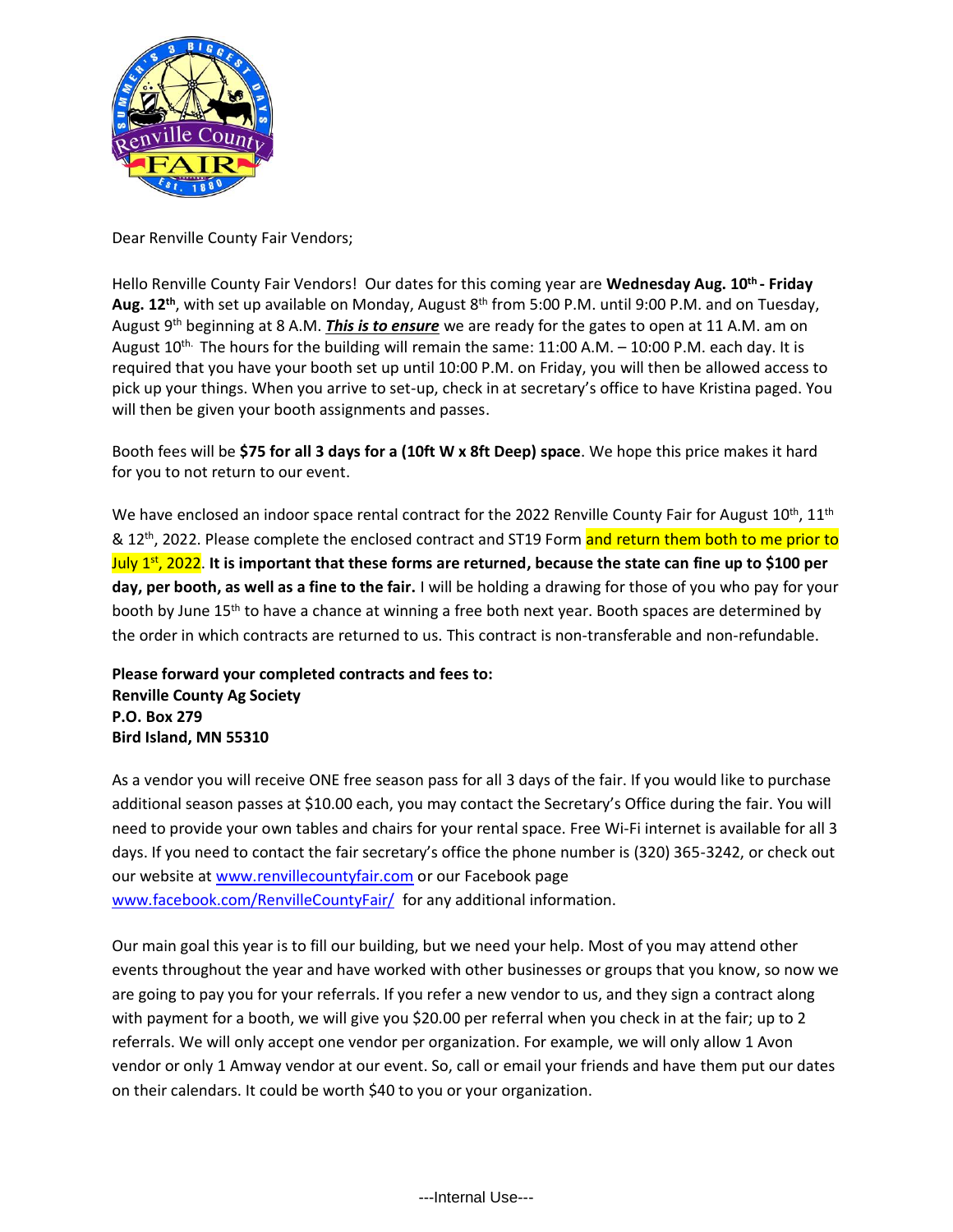Dear Renville County Fair Vendors;

Hello Renville County Fair Vendors! Our dates for this coming year are **Wednesday Aug. 10th - Friday Aug. 12th**, with set up available on Monday, August 8th from 5:00 P.M. until 9:00 P.M. and on Tuesday, August 9th beginning at 8 A.M. ***This is to ensure*** we are ready for the gates to open at 11 A.M. am on August 10th. The hours for the building will remain the same: 11:00 A.M. – 10:00 P.M. each day. It is required that you have your booth set up until 10:00 P.M. on Friday, you will then be allowed access to pick up your things. When you arrive to set-up, check in at secretary's office to have Kristina paged. You will then be given your booth assignments and passes.

Booth fees will be **$75 for all 3 days for a (10ft W x 8ft Deep) space**. We hope this price makes it hard for you to not return to our event.

We have enclosed an indoor space rental contract for the 2022 Renville County Fair for August 10th, 11th & 12th, 2022. Please complete the enclosed contract and ST19 Form and return them both to me prior to July 1st, 2022. **It is important that these forms are returned, because the state can fine up to $100 per day, per booth, as well as a fine to the fair.** I will be holding a drawing for those of you who pay for your booth by June 15th to have a chance at winning a free both next year. Booth spaces are determined by the order in which contracts are returned to us. This contract is non-transferable and non-refundable.

**Please forward your completed contracts and fees to:**
**Renville County Ag Society**
**P.O. Box 279**
**Bird Island, MN 55310**

As a vendor you will receive ONE free season pass for all 3 days of the fair. If you would like to purchase additional season passes at $10.00 each, you may contact the Secretary's Office during the fair. You will need to provide your own tables and chairs for your rental space. Free Wi-Fi internet is available for all 3 days. If you need to contact the fair secretary's office the phone number is (320) 365-3242, or check out our website at www.renvillecountyfair.com or our Facebook page www.facebook.com/RenvilleCountyFair/ for any additional information.

Our main goal this year is to fill our building, but we need your help. Most of you may attend other events throughout the year and have worked with other businesses or groups that you know, so now we are going to pay you for your referrals. If you refer a new vendor to us, and they sign a contract along with payment for a booth, we will give you $20.00 per referral when you check in at the fair; up to 2 referrals. We will only accept one vendor per organization. For example, we will only allow 1 Avon vendor or only 1 Amway vendor at our event. So, call or email your friends and have them put our dates on their calendars. It could be worth $40 to you or your organization.

---Internal Use---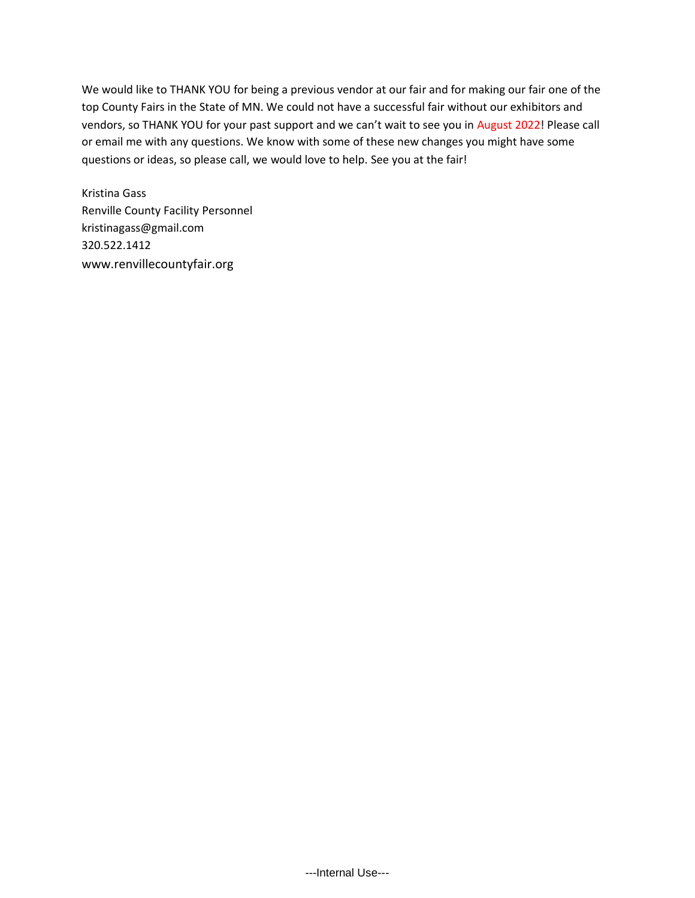We would like to THANK YOU for being a previous vendor at our fair and for making our fair one of the top County Fairs in the State of MN. We could not have a successful fair without our exhibitors and vendors, so THANK YOU for your past support and we can't wait to see you in August 2022! Please call or email me with any questions. We know with some of these new changes you might have some questions or ideas, so please call, we would love to help. See you at the fair!

Kristina Gass
Renville County Facility Personnel
kristinagass@gmail.com
320.522.1412
www.renvillecountyfair.org

---Internal Use---